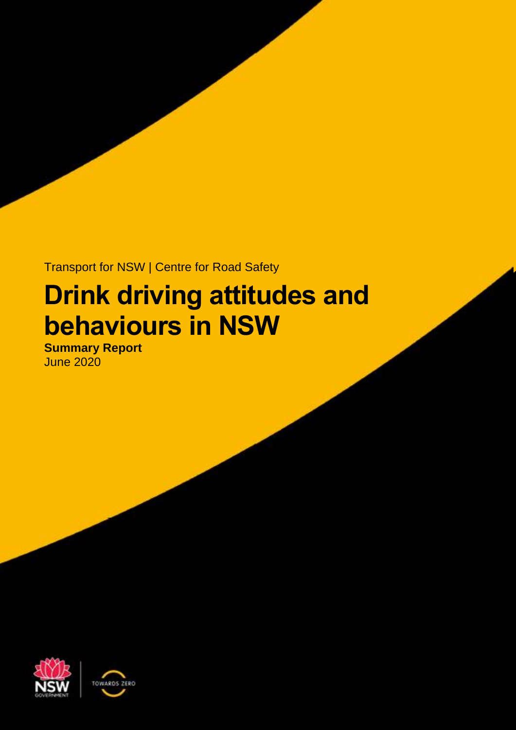Transport for NSW | Centre for Road Safety

# Drink driving attitudes and behaviours in NSW

**Summary Report**

June 2020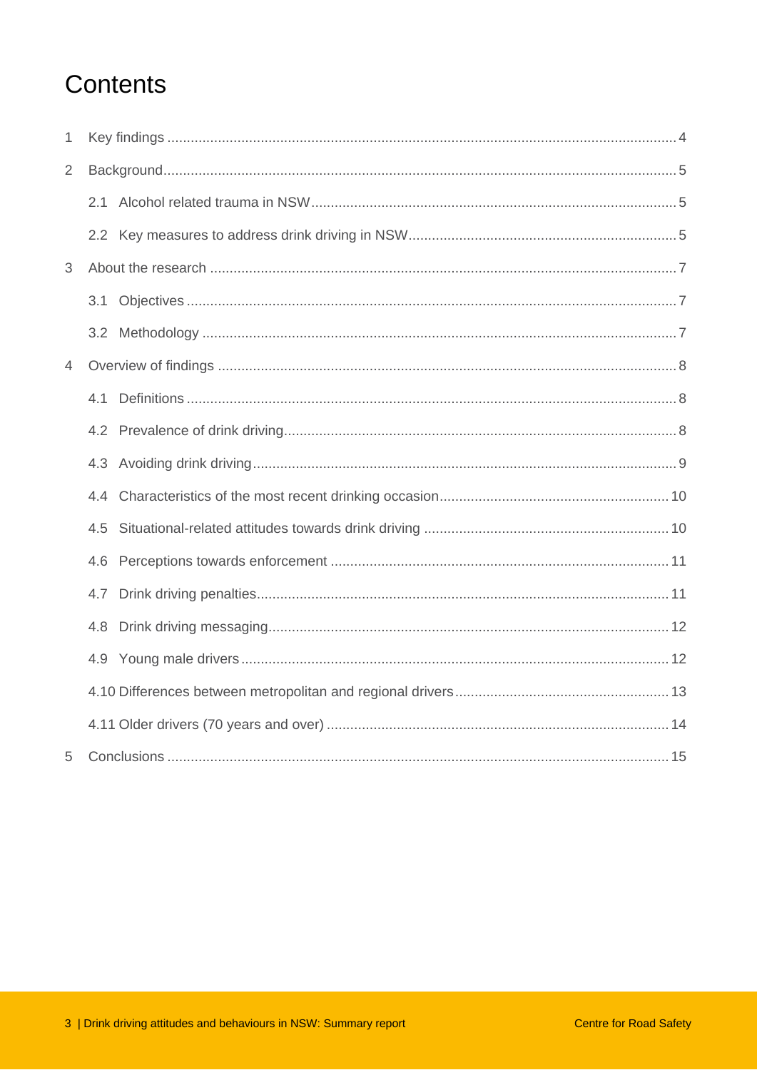# Contents

1 Key findings ........................................................................................................................ 4

2 Background.......................................................................................................................... 5

 2.1 Alcohol related trauma in NSW ..................................................................................... 5

 2.2 Key measures to address drink driving in NSW ............................................................ 5

3 About the research ............................................................................................................... 7

 3.1 Objectives ..................................................................................................................... 7

 3.2 Methodology ................................................................................................................. 7

4 Overview of findings ............................................................................................................. 8

 4.1 Definitions ..................................................................................................................... 8

 4.2 Prevalence of drink driving............................................................................................ 8

 4.3 Avoiding drink driving .................................................................................................... 9

 4.4 Characteristics of the most recent drinking occasion ................................................... 10

 4.5 Situational-related attitudes towards drink driving ....................................................... 10

 4.6 Perceptions towards enforcement ............................................................................... 11

 4.7 Drink driving penalties .................................................................................................. 11

 4.8 Drink driving messaging ............................................................................................... 12

 4.9 Young male drivers ...................................................................................................... 12

 4.10 Differences between metropolitan and regional drivers ............................................... 13

 4.11 Older drivers (70 years and over) ................................................................................ 14

5 Conclusions ........................................................................................................................ 15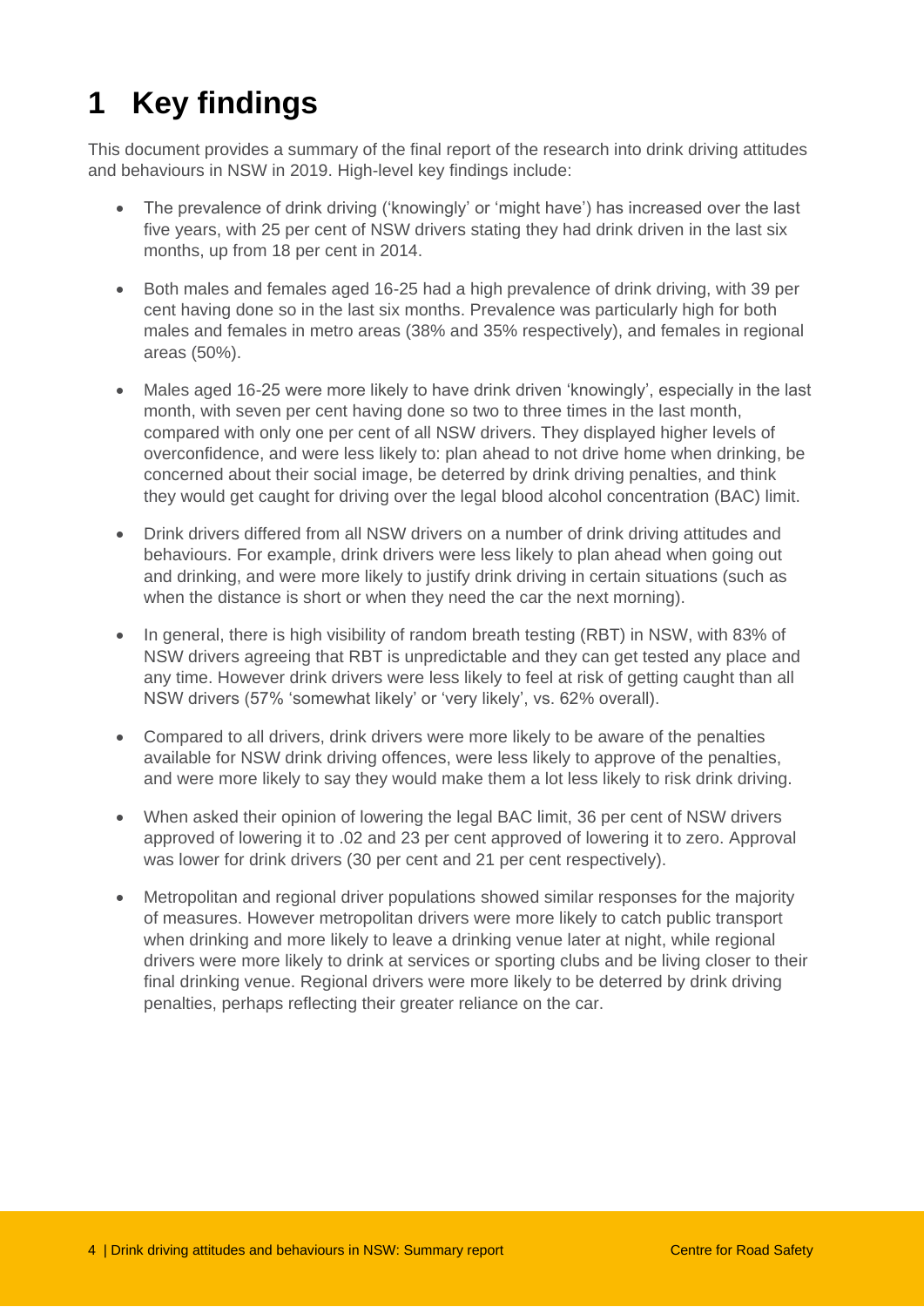# 1 Key findings

This document provides a summary of the final report of the research into drink driving attitudes and behaviours in NSW in 2019. High-level key findings include:

- The prevalence of drink driving ('knowingly' or 'might have') has increased over the last five years, with 25 per cent of NSW drivers stating they had drink driven in the last six months, up from 18 per cent in 2014.
- Both males and females aged 16-25 had a high prevalence of drink driving, with 39 per cent having done so in the last six months. Prevalence was particularly high for both males and females in metro areas (38% and 35% respectively), and females in regional areas (50%).
- Males aged 16-25 were more likely to have drink driven 'knowingly', especially in the last month, with seven per cent having done so two to three times in the last month, compared with only one per cent of all NSW drivers. They displayed higher levels of overconfidence, and were less likely to: plan ahead to not drive home when drinking, be concerned about their social image, be deterred by drink driving penalties, and think they would get caught for driving over the legal blood alcohol concentration (BAC) limit.
- Drink drivers differed from all NSW drivers on a number of drink driving attitudes and behaviours. For example, drink drivers were less likely to plan ahead when going out and drinking, and were more likely to justify drink driving in certain situations (such as when the distance is short or when they need the car the next morning).
- In general, there is high visibility of random breath testing (RBT) in NSW, with 83% of NSW drivers agreeing that RBT is unpredictable and they can get tested any place and any time. However drink drivers were less likely to feel at risk of getting caught than all NSW drivers (57% 'somewhat likely' or 'very likely', vs. 62% overall).
- Compared to all drivers, drink drivers were more likely to be aware of the penalties available for NSW drink driving offences, were less likely to approve of the penalties, and were more likely to say they would make them a lot less likely to risk drink driving.
- When asked their opinion of lowering the legal BAC limit, 36 per cent of NSW drivers approved of lowering it to .02 and 23 per cent approved of lowering it to zero. Approval was lower for drink drivers (30 per cent and 21 per cent respectively).
- Metropolitan and regional driver populations showed similar responses for the majority of measures. However metropolitan drivers were more likely to catch public transport when drinking and more likely to leave a drinking venue later at night, while regional drivers were more likely to drink at services or sporting clubs and be living closer to their final drinking venue. Regional drivers were more likely to be deterred by drink driving penalties, perhaps reflecting their greater reliance on the car.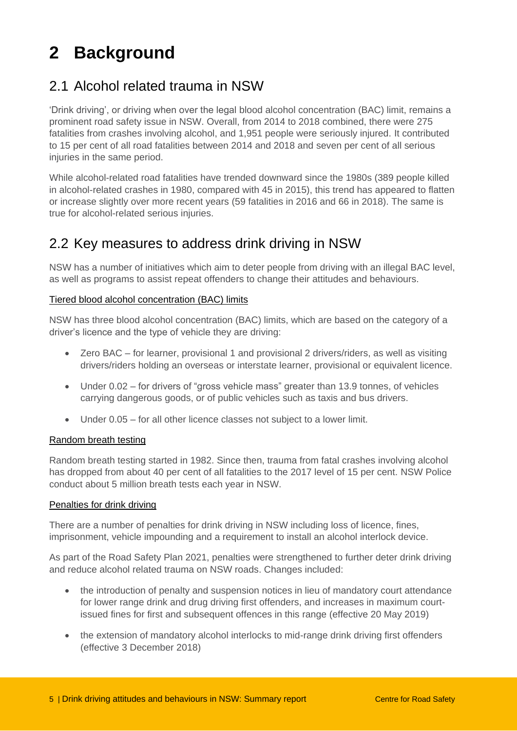# 2 Background

## 2.1 Alcohol related trauma in NSW

'Drink driving', or driving when over the legal blood alcohol concentration (BAC) limit, remains a prominent road safety issue in NSW. Overall, from 2014 to 2018 combined, there were 275 fatalities from crashes involving alcohol, and 1,951 people were seriously injured. It contributed to 15 per cent of all road fatalities between 2014 and 2018 and seven per cent of all serious injuries in the same period.

While alcohol-related road fatalities have trended downward since the 1980s (389 people killed in alcohol-related crashes in 1980, compared with 45 in 2015), this trend has appeared to flatten or increase slightly over more recent years (59 fatalities in 2016 and 66 in 2018). The same is true for alcohol-related serious injuries.

## 2.2 Key measures to address drink driving in NSW

NSW has a number of initiatives which aim to deter people from driving with an illegal BAC level, as well as programs to assist repeat offenders to change their attitudes and behaviours.

Tiered blood alcohol concentration (BAC) limits

NSW has three blood alcohol concentration (BAC) limits, which are based on the category of a driver's licence and the type of vehicle they are driving:

- Zero BAC – for learner, provisional 1 and provisional 2 drivers/riders, as well as visiting drivers/riders holding an overseas or interstate learner, provisional or equivalent licence.
- Under 0.02 – for drivers of "gross vehicle mass" greater than 13.9 tonnes, of vehicles carrying dangerous goods, or of public vehicles such as taxis and bus drivers.
- Under 0.05 – for all other licence classes not subject to a lower limit.

Random breath testing

Random breath testing started in 1982. Since then, trauma from fatal crashes involving alcohol has dropped from about 40 per cent of all fatalities to the 2017 level of 15 per cent. NSW Police conduct about 5 million breath tests each year in NSW.

Penalties for drink driving

There are a number of penalties for drink driving in NSW including loss of licence, fines, imprisonment, vehicle impounding and a requirement to install an alcohol interlock device.

As part of the Road Safety Plan 2021, penalties were strengthened to further deter drink driving and reduce alcohol related trauma on NSW roads. Changes included:

- the introduction of penalty and suspension notices in lieu of mandatory court attendance for lower range drink and drug driving first offenders, and increases in maximum court-issued fines for first and subsequent offences in this range (effective 20 May 2019)
- the extension of mandatory alcohol interlocks to mid-range drink driving first offenders (effective 3 December 2018)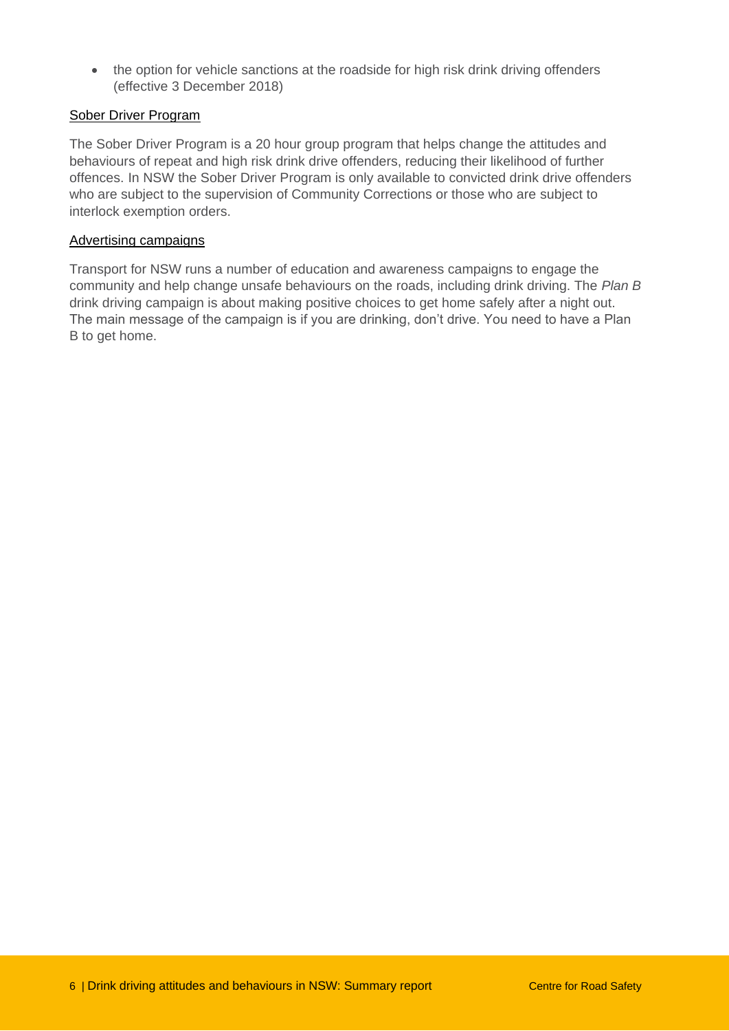- the option for vehicle sanctions at the roadside for high risk drink driving offenders (effective 3 December 2018)

### Sober Driver Program

The Sober Driver Program is a 20 hour group program that helps change the attitudes and behaviours of repeat and high risk drink drive offenders, reducing their likelihood of further offences. In NSW the Sober Driver Program is only available to convicted drink drive offenders who are subject to the supervision of Community Corrections or those who are subject to interlock exemption orders.

### Advertising campaigns

Transport for NSW runs a number of education and awareness campaigns to engage the community and help change unsafe behaviours on the roads, including drink driving. The *Plan B* drink driving campaign is about making positive choices to get home safely after a night out. The main message of the campaign is if you are drinking, don't drive. You need to have a Plan B to get home.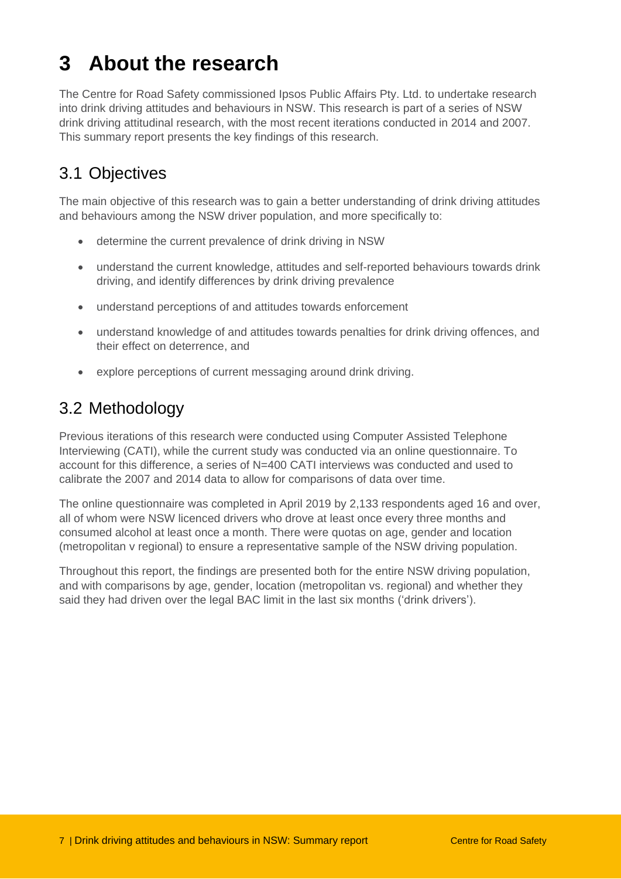# 3 About the research

The Centre for Road Safety commissioned Ipsos Public Affairs Pty. Ltd. to undertake research into drink driving attitudes and behaviours in NSW. This research is part of a series of NSW drink driving attitudinal research, with the most recent iterations conducted in 2014 and 2007. This summary report presents the key findings of this research.

## 3.1 Objectives

The main objective of this research was to gain a better understanding of drink driving attitudes and behaviours among the NSW driver population, and more specifically to:

- determine the current prevalence of drink driving in NSW
- understand the current knowledge, attitudes and self-reported behaviours towards drink driving, and identify differences by drink driving prevalence
- understand perceptions of and attitudes towards enforcement
- understand knowledge of and attitudes towards penalties for drink driving offences, and their effect on deterrence, and
- explore perceptions of current messaging around drink driving.

## 3.2 Methodology

Previous iterations of this research were conducted using Computer Assisted Telephone Interviewing (CATI), while the current study was conducted via an online questionnaire. To account for this difference, a series of N=400 CATI interviews was conducted and used to calibrate the 2007 and 2014 data to allow for comparisons of data over time.

The online questionnaire was completed in April 2019 by 2,133 respondents aged 16 and over, all of whom were NSW licenced drivers who drove at least once every three months and consumed alcohol at least once a month. There were quotas on age, gender and location (metropolitan v regional) to ensure a representative sample of the NSW driving population.

Throughout this report, the findings are presented both for the entire NSW driving population, and with comparisons by age, gender, location (metropolitan vs. regional) and whether they said they had driven over the legal BAC limit in the last six months ('drink drivers').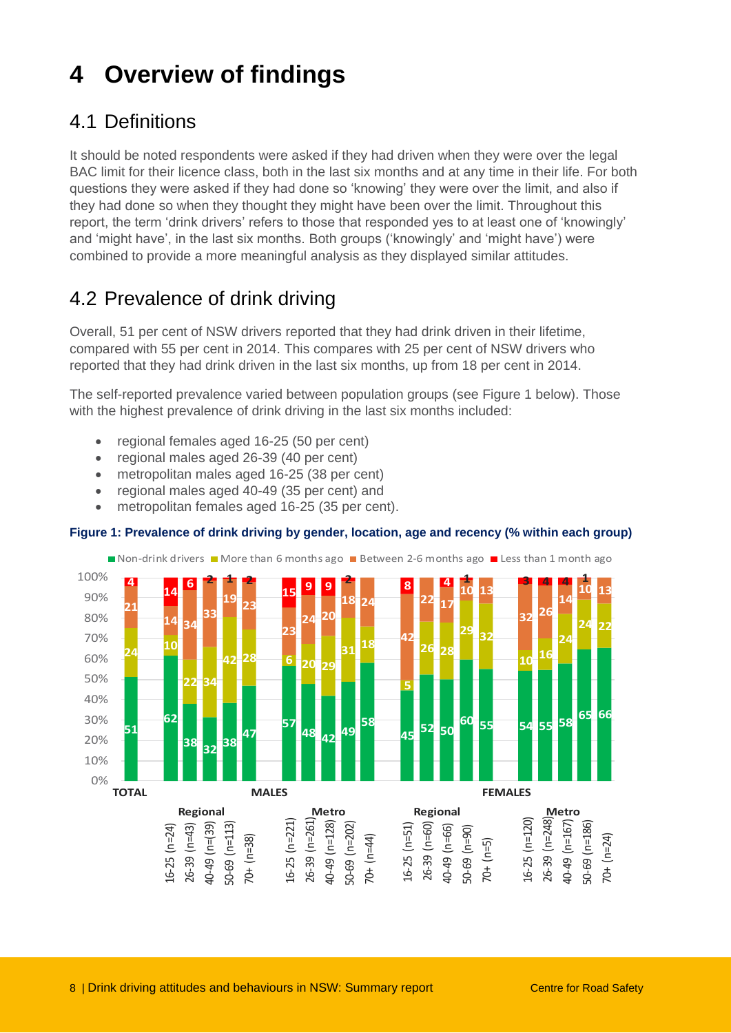# 4 Overview of findings

## 4.1 Definitions

It should be noted respondents were asked if they had driven when they were over the legal BAC limit for their licence class, both in the last six months and at any time in their life. For both questions they were asked if they had done so 'knowing' they were over the limit, and also if they had done so when they thought they might have been over the limit. Throughout this report, the term 'drink drivers' refers to those that responded yes to at least one of 'knowingly' and 'might have', in the last six months. Both groups ('knowingly' and 'might have') were combined to provide a more meaningful analysis as they displayed similar attitudes.

## 4.2 Prevalence of drink driving

Overall, 51 per cent of NSW drivers reported that they had drink driven in their lifetime, compared with 55 per cent in 2014. This compares with 25 per cent of NSW drivers who reported that they had drink driven in the last six months, up from 18 per cent in 2014.

The self-reported prevalence varied between population groups (see Figure 1 below). Those with the highest prevalence of drink driving in the last six months included:

- regional females aged 16-25 (50 per cent)
- regional males aged 26-39 (40 per cent)
- metropolitan males aged 16-25 (38 per cent)
- regional males aged 40-49 (35 per cent) and
- metropolitan females aged 16-25 (35 per cent).

**Figure 1: Prevalence of drink driving by gender, location, age and recency (% within each group)**

| Group | Non-drink drivers | More than 6 months ago | Between 2-6 months ago | Less than 1 month ago |
|---|---|---|---|---|
| TOTAL | 51 | 24 | 21 | 4 |
| Males Regional 16-25 (n=24) | 62 | 10 | 14 | 14 |
| Males Regional 26-39 (n=43) | 38 | 22 | 34 | 6 |
| Males Regional 40-49 (n=39) | 32 | 34 | 33 | 2 |
| Males Regional 50-69 (n=113) | 38 | 42 | 19 | 1 |
| Males Regional 70+ (n=38) | 47 | 28 | 23 | 2 |
| Males Metro 16-25 (n=221) | 57 | 6 | 23 | 15 |
| Males Metro 26-39 (n=261) | 48 | 20 | 24 | 9 |
| Males Metro 40-49 (n=128) | 42 | 29 | 20 | 9 |
| Males Metro 50-69 (n=202) | 49 | 31 | 18 | 2 |
| Males Metro 70+ (n=44) | 58 | 18 | 24 | |
| Females Regional 16-25 (n=51) | 45 | 5 | 42 | 8 |
| Females Regional 26-39 (n=60) | 52 | 26 | 22 | |
| Females Regional 40-49 (n=66) | 50 | 28 | 17 | 4 |
| Females Regional 50-69 (n=90) | 60 | 29 | 10 | 1 |
| Females Regional 70+ (n=5) | 55 | 32 | 13 | |
| Females Metro 16-25 (n=120) | 54 | 10 | 32 | 3 |
| Females Metro 26-39 (n=248) | 55 | 16 | 26 | 4 |
| Females Metro 40-49 (n=167) | 58 | 24 | 14 | 4 |
| Females Metro 50-69 (n=186) | 65 | 24 | 10 | 1 |
| Females Metro 70+ (n=24) | 66 | 22 | 13 | |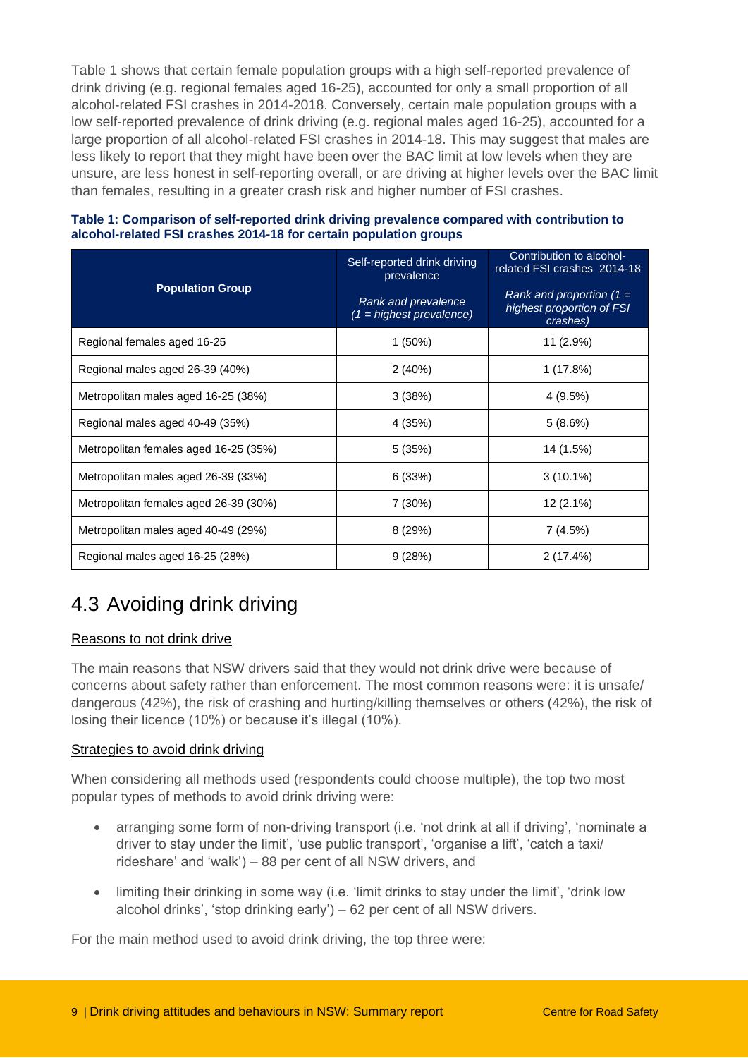Table 1 shows that certain female population groups with a high self-reported prevalence of drink driving (e.g. regional females aged 16-25), accounted for only a small proportion of all alcohol-related FSI crashes in 2014-2018. Conversely, certain male population groups with a low self-reported prevalence of drink driving (e.g. regional males aged 16-25), accounted for a large proportion of all alcohol-related FSI crashes in 2014-18. This may suggest that males are less likely to report that they might have been over the BAC limit at low levels when they are unsure, are less honest in self-reporting overall, or are driving at higher levels over the BAC limit than females, resulting in a greater crash risk and higher number of FSI crashes.

**Table 1: Comparison of self-reported drink driving prevalence compared with contribution to alcohol-related FSI crashes 2014-18 for certain population groups**

| Population Group | Self-reported drink driving prevalence<br>*Rank and prevalence (1 = highest prevalence)* | Contribution to alcohol-related FSI crashes 2014-18<br>*Rank and proportion (1 = highest proportion of FSI crashes)* |
|---|---|---|
| Regional females aged 16-25 | 1 (50%) | 11 (2.9%) |
| Regional males aged 26-39 (40%) | 2 (40%) | 1 (17.8%) |
| Metropolitan males aged 16-25 (38%) | 3 (38%) | 4 (9.5%) |
| Regional males aged 40-49 (35%) | 4 (35%) | 5 (8.6%) |
| Metropolitan females aged 16-25 (35%) | 5 (35%) | 14 (1.5%) |
| Metropolitan males aged 26-39 (33%) | 6 (33%) | 3 (10.1%) |
| Metropolitan females aged 26-39 (30%) | 7 (30%) | 12 (2.1%) |
| Metropolitan males aged 40-49 (29%) | 8 (29%) | 7 (4.5%) |
| Regional males aged 16-25 (28%) | 9 (28%) | 2 (17.4%) |

## 4.3 Avoiding drink driving

Reasons to not drink drive

The main reasons that NSW drivers said that they would not drink drive were because of concerns about safety rather than enforcement. The most common reasons were: it is unsafe/ dangerous (42%), the risk of crashing and hurting/killing themselves or others (42%), the risk of losing their licence (10%) or because it's illegal (10%).

Strategies to avoid drink driving

When considering all methods used (respondents could choose multiple), the top two most popular types of methods to avoid drink driving were:

- arranging some form of non-driving transport (i.e. 'not drink at all if driving', 'nominate a driver to stay under the limit', 'use public transport', 'organise a lift', 'catch a taxi/ rideshare' and 'walk') – 88 per cent of all NSW drivers, and
- limiting their drinking in some way (i.e. 'limit drinks to stay under the limit', 'drink low alcohol drinks', 'stop drinking early') – 62 per cent of all NSW drivers.

For the main method used to avoid drink driving, the top three were: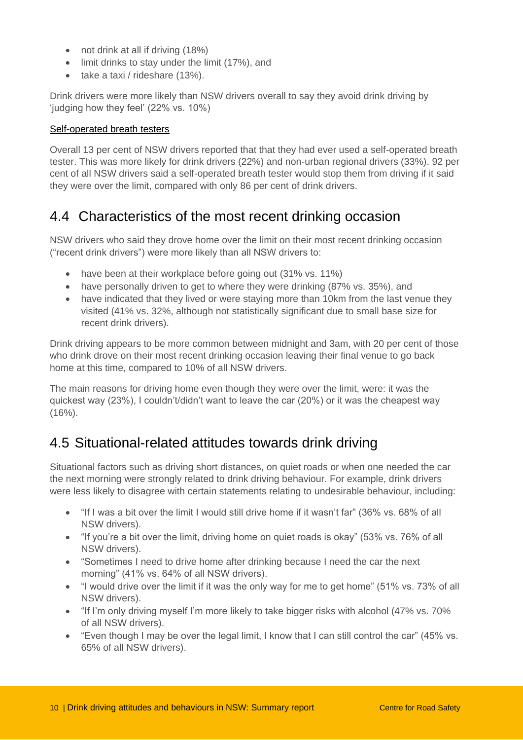- not drink at all if driving (18%)
- limit drinks to stay under the limit (17%), and
- take a taxi / rideshare (13%).

Drink drivers were more likely than NSW drivers overall to say they avoid drink driving by 'judging how they feel' (22% vs. 10%)

Self-operated breath testers

Overall 13 per cent of NSW drivers reported that that they had ever used a self-operated breath tester. This was more likely for drink drivers (22%) and non-urban regional drivers (33%). 92 per cent of all NSW drivers said a self-operated breath tester would stop them from driving if it said they were over the limit, compared with only 86 per cent of drink drivers.

## 4.4 Characteristics of the most recent drinking occasion

NSW drivers who said they drove home over the limit on their most recent drinking occasion ("recent drink drivers") were more likely than all NSW drivers to:

- have been at their workplace before going out (31% vs. 11%)
- have personally driven to get to where they were drinking (87% vs. 35%), and
- have indicated that they lived or were staying more than 10km from the last venue they visited (41% vs. 32%, although not statistically significant due to small base size for recent drink drivers).

Drink driving appears to be more common between midnight and 3am, with 20 per cent of those who drink drove on their most recent drinking occasion leaving their final venue to go back home at this time, compared to 10% of all NSW drivers.

The main reasons for driving home even though they were over the limit, were: it was the quickest way (23%), I couldn't/didn't want to leave the car (20%) or it was the cheapest way (16%).

## 4.5 Situational-related attitudes towards drink driving

Situational factors such as driving short distances, on quiet roads or when one needed the car the next morning were strongly related to drink driving behaviour. For example, drink drivers were less likely to disagree with certain statements relating to undesirable behaviour, including:

- "If I was a bit over the limit I would still drive home if it wasn't far" (36% vs. 68% of all NSW drivers).
- "If you're a bit over the limit, driving home on quiet roads is okay" (53% vs. 76% of all NSW drivers).
- "Sometimes I need to drive home after drinking because I need the car the next morning" (41% vs. 64% of all NSW drivers).
- "I would drive over the limit if it was the only way for me to get home" (51% vs. 73% of all NSW drivers).
- "If I'm only driving myself I'm more likely to take bigger risks with alcohol (47% vs. 70% of all NSW drivers).
- "Even though I may be over the legal limit, I know that I can still control the car" (45% vs. 65% of all NSW drivers).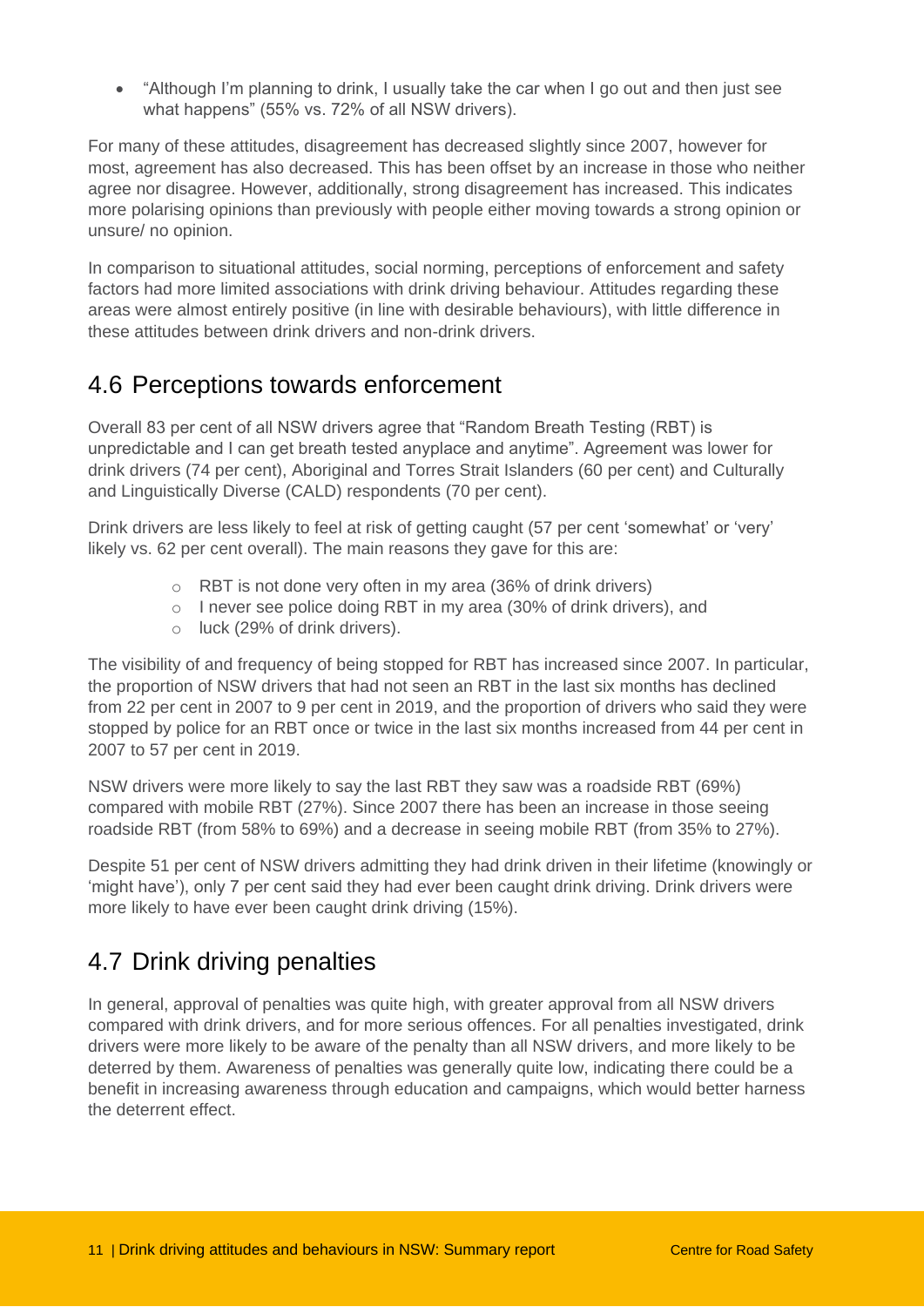- "Although I'm planning to drink, I usually take the car when I go out and then just see what happens" (55% vs. 72% of all NSW drivers).

For many of these attitudes, disagreement has decreased slightly since 2007, however for most, agreement has also decreased. This has been offset by an increase in those who neither agree nor disagree. However, additionally, strong disagreement has increased. This indicates more polarising opinions than previously with people either moving towards a strong opinion or unsure/ no opinion.

In comparison to situational attitudes, social norming, perceptions of enforcement and safety factors had more limited associations with drink driving behaviour. Attitudes regarding these areas were almost entirely positive (in line with desirable behaviours), with little difference in these attitudes between drink drivers and non-drink drivers.

## 4.6 Perceptions towards enforcement

Overall 83 per cent of all NSW drivers agree that "Random Breath Testing (RBT) is unpredictable and I can get breath tested anyplace and anytime". Agreement was lower for drink drivers (74 per cent), Aboriginal and Torres Strait Islanders (60 per cent) and Culturally and Linguistically Diverse (CALD) respondents (70 per cent).

Drink drivers are less likely to feel at risk of getting caught (57 per cent 'somewhat' or 'very' likely vs. 62 per cent overall). The main reasons they gave for this are:

- RBT is not done very often in my area (36% of drink drivers)
- I never see police doing RBT in my area (30% of drink drivers), and
- luck (29% of drink drivers).

The visibility of and frequency of being stopped for RBT has increased since 2007. In particular, the proportion of NSW drivers that had not seen an RBT in the last six months has declined from 22 per cent in 2007 to 9 per cent in 2019, and the proportion of drivers who said they were stopped by police for an RBT once or twice in the last six months increased from 44 per cent in 2007 to 57 per cent in 2019.

NSW drivers were more likely to say the last RBT they saw was a roadside RBT (69%) compared with mobile RBT (27%). Since 2007 there has been an increase in those seeing roadside RBT (from 58% to 69%) and a decrease in seeing mobile RBT (from 35% to 27%).

Despite 51 per cent of NSW drivers admitting they had drink driven in their lifetime (knowingly or 'might have'), only 7 per cent said they had ever been caught drink driving. Drink drivers were more likely to have ever been caught drink driving (15%).

## 4.7 Drink driving penalties

In general, approval of penalties was quite high, with greater approval from all NSW drivers compared with drink drivers, and for more serious offences. For all penalties investigated, drink drivers were more likely to be aware of the penalty than all NSW drivers, and more likely to be deterred by them. Awareness of penalties was generally quite low, indicating there could be a benefit in increasing awareness through education and campaigns, which would better harness the deterrent effect.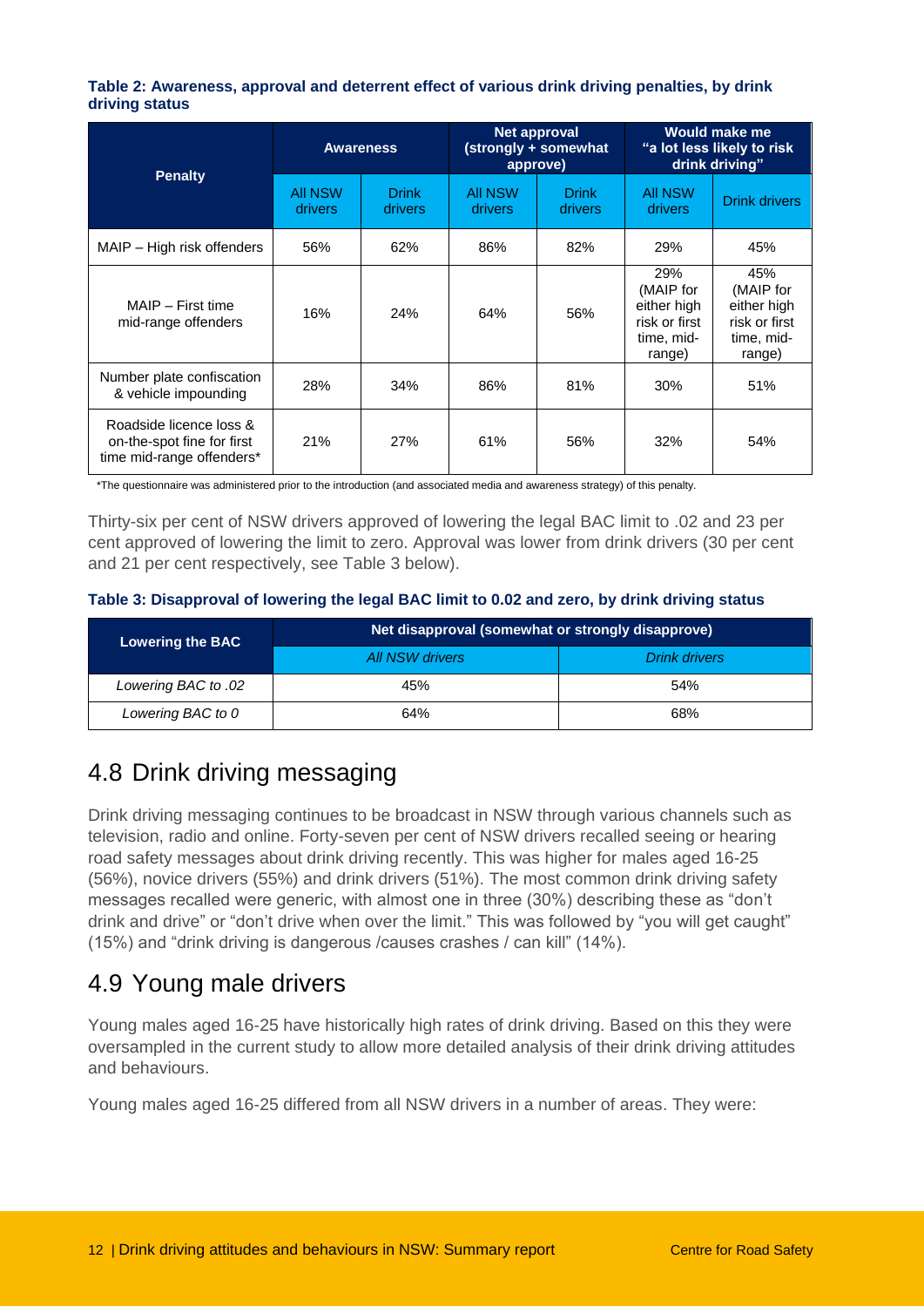**Table 2: Awareness, approval and deterrent effect of various drink driving penalties, by drink driving status**

| Penalty | Awareness | | Net approval (strongly + somewhat approve) | | Would make me "a lot less likely to risk drink driving" | |
|---|---|---|---|---|---|---|
| | All NSW drivers | Drink drivers | All NSW drivers | Drink drivers | All NSW drivers | Drink drivers |
| MAIP – High risk offenders | 56% | 62% | 86% | 82% | 29% | 45% |
| MAIP – First time mid-range offenders | 16% | 24% | 64% | 56% | 29% (MAIP for either high risk or first time, mid-range) | 45% (MAIP for either high risk or first time, mid-range) |
| Number plate confiscation & vehicle impounding | 28% | 34% | 86% | 81% | 30% | 51% |
| Roadside licence loss & on-the-spot fine for first time mid-range offenders* | 21% | 27% | 61% | 56% | 32% | 54% |

*The questionnaire was administered prior to the introduction (and associated media and awareness strategy) of this penalty.

Thirty-six per cent of NSW drivers approved of lowering the legal BAC limit to .02 and 23 per cent approved of lowering the limit to zero. Approval was lower from drink drivers (30 per cent and 21 per cent respectively, see Table 3 below).

**Table 3: Disapproval of lowering the legal BAC limit to 0.02 and zero, by drink driving status**

| Lowering the BAC | Net disapproval (somewhat or strongly disapprove) | |
|---|---|---|
| | *All NSW drivers* | *Drink drivers* |
| *Lowering BAC to .02* | 45% | 54% |
| *Lowering BAC to 0* | 64% | 68% |

## 4.8 Drink driving messaging

Drink driving messaging continues to be broadcast in NSW through various channels such as television, radio and online. Forty-seven per cent of NSW drivers recalled seeing or hearing road safety messages about drink driving recently. This was higher for males aged 16-25 (56%), novice drivers (55%) and drink drivers (51%). The most common drink driving safety messages recalled were generic, with almost one in three (30%) describing these as "don't drink and drive" or "don't drive when over the limit." This was followed by "you will get caught" (15%) and "drink driving is dangerous /causes crashes / can kill" (14%).

## 4.9 Young male drivers

Young males aged 16-25 have historically high rates of drink driving. Based on this they were oversampled in the current study to allow more detailed analysis of their drink driving attitudes and behaviours.

Young males aged 16-25 differed from all NSW drivers in a number of areas. They were: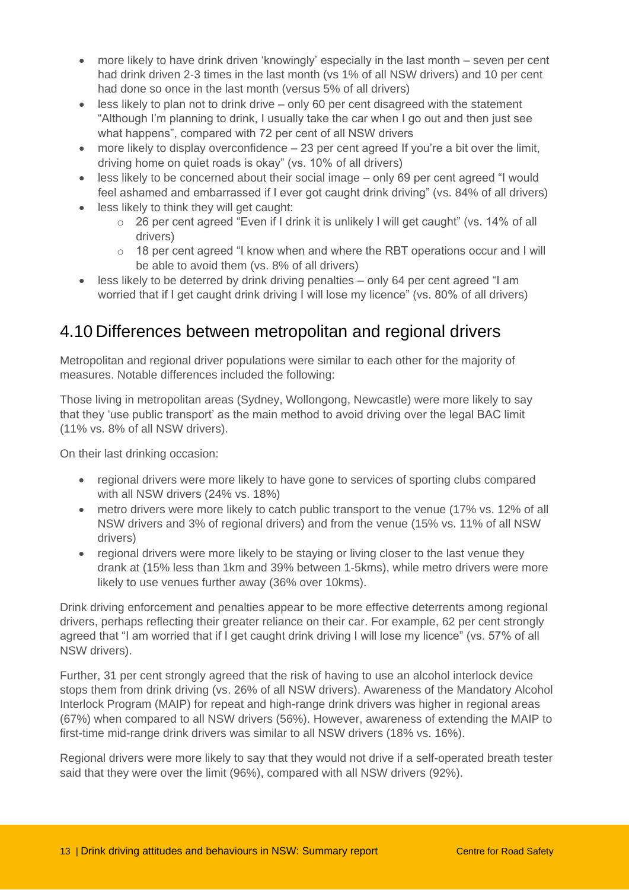- more likely to have drink driven 'knowingly' especially in the last month – seven per cent had drink driven 2-3 times in the last month (vs 1% of all NSW drivers) and 10 per cent had done so once in the last month (versus 5% of all drivers)
- less likely to plan not to drink drive – only 60 per cent disagreed with the statement "Although I'm planning to drink, I usually take the car when I go out and then just see what happens", compared with 72 per cent of all NSW drivers
- more likely to display overconfidence – 23 per cent agreed If you're a bit over the limit, driving home on quiet roads is okay" (vs. 10% of all drivers)
- less likely to be concerned about their social image – only 69 per cent agreed "I would feel ashamed and embarrassed if I ever got caught drink driving" (vs. 84% of all drivers)
- less likely to think they will get caught:
  - 26 per cent agreed "Even if I drink it is unlikely I will get caught" (vs. 14% of all drivers)
  - 18 per cent agreed "I know when and where the RBT operations occur and I will be able to avoid them (vs. 8% of all drivers)
- less likely to be deterred by drink driving penalties – only 64 per cent agreed "I am worried that if I get caught drink driving I will lose my licence" (vs. 80% of all drivers)

## 4.10 Differences between metropolitan and regional drivers

Metropolitan and regional driver populations were similar to each other for the majority of measures. Notable differences included the following:

Those living in metropolitan areas (Sydney, Wollongong, Newcastle) were more likely to say that they 'use public transport' as the main method to avoid driving over the legal BAC limit (11% vs. 8% of all NSW drivers).

On their last drinking occasion:

- regional drivers were more likely to have gone to services of sporting clubs compared with all NSW drivers (24% vs. 18%)
- metro drivers were more likely to catch public transport to the venue (17% vs. 12% of all NSW drivers and 3% of regional drivers) and from the venue (15% vs. 11% of all NSW drivers)
- regional drivers were more likely to be staying or living closer to the last venue they drank at (15% less than 1km and 39% between 1-5kms), while metro drivers were more likely to use venues further away (36% over 10kms).

Drink driving enforcement and penalties appear to be more effective deterrents among regional drivers, perhaps reflecting their greater reliance on their car. For example, 62 per cent strongly agreed that "I am worried that if I get caught drink driving I will lose my licence" (vs. 57% of all NSW drivers).

Further, 31 per cent strongly agreed that the risk of having to use an alcohol interlock device stops them from drink driving (vs. 26% of all NSW drivers). Awareness of the Mandatory Alcohol Interlock Program (MAIP) for repeat and high-range drink drivers was higher in regional areas (67%) when compared to all NSW drivers (56%). However, awareness of extending the MAIP to first-time mid-range drink drivers was similar to all NSW drivers (18% vs. 16%).

Regional drivers were more likely to say that they would not drive if a self-operated breath tester said that they were over the limit (96%), compared with all NSW drivers (92%).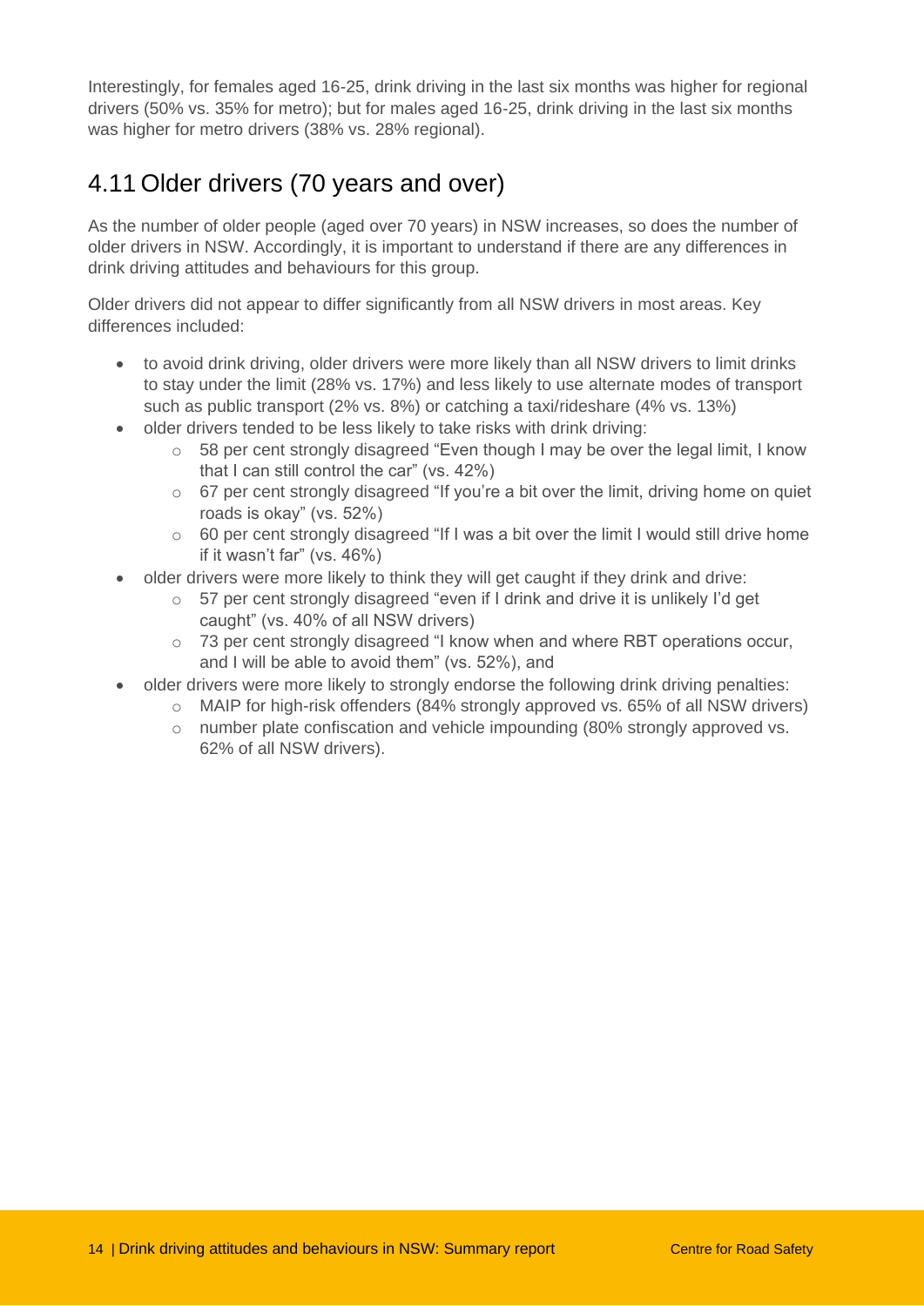Interestingly, for females aged 16-25, drink driving in the last six months was higher for regional drivers (50% vs. 35% for metro); but for males aged 16-25, drink driving in the last six months was higher for metro drivers (38% vs. 28% regional).

## 4.11 Older drivers (70 years and over)

As the number of older people (aged over 70 years) in NSW increases, so does the number of older drivers in NSW. Accordingly, it is important to understand if there are any differences in drink driving attitudes and behaviours for this group.

Older drivers did not appear to differ significantly from all NSW drivers in most areas. Key differences included:

- to avoid drink driving, older drivers were more likely than all NSW drivers to limit drinks to stay under the limit (28% vs. 17%) and less likely to use alternate modes of transport such as public transport (2% vs. 8%) or catching a taxi/rideshare (4% vs. 13%)
- older drivers tended to be less likely to take risks with drink driving:
  - 58 per cent strongly disagreed "Even though I may be over the legal limit, I know that I can still control the car" (vs. 42%)
  - 67 per cent strongly disagreed "If you're a bit over the limit, driving home on quiet roads is okay" (vs. 52%)
  - 60 per cent strongly disagreed "If I was a bit over the limit I would still drive home if it wasn't far" (vs. 46%)
- older drivers were more likely to think they will get caught if they drink and drive:
  - 57 per cent strongly disagreed "even if I drink and drive it is unlikely I'd get caught" (vs. 40% of all NSW drivers)
  - 73 per cent strongly disagreed "I know when and where RBT operations occur, and I will be able to avoid them" (vs. 52%), and
- older drivers were more likely to strongly endorse the following drink driving penalties:
  - MAIP for high-risk offenders (84% strongly approved vs. 65% of all NSW drivers)
  - number plate confiscation and vehicle impounding (80% strongly approved vs. 62% of all NSW drivers).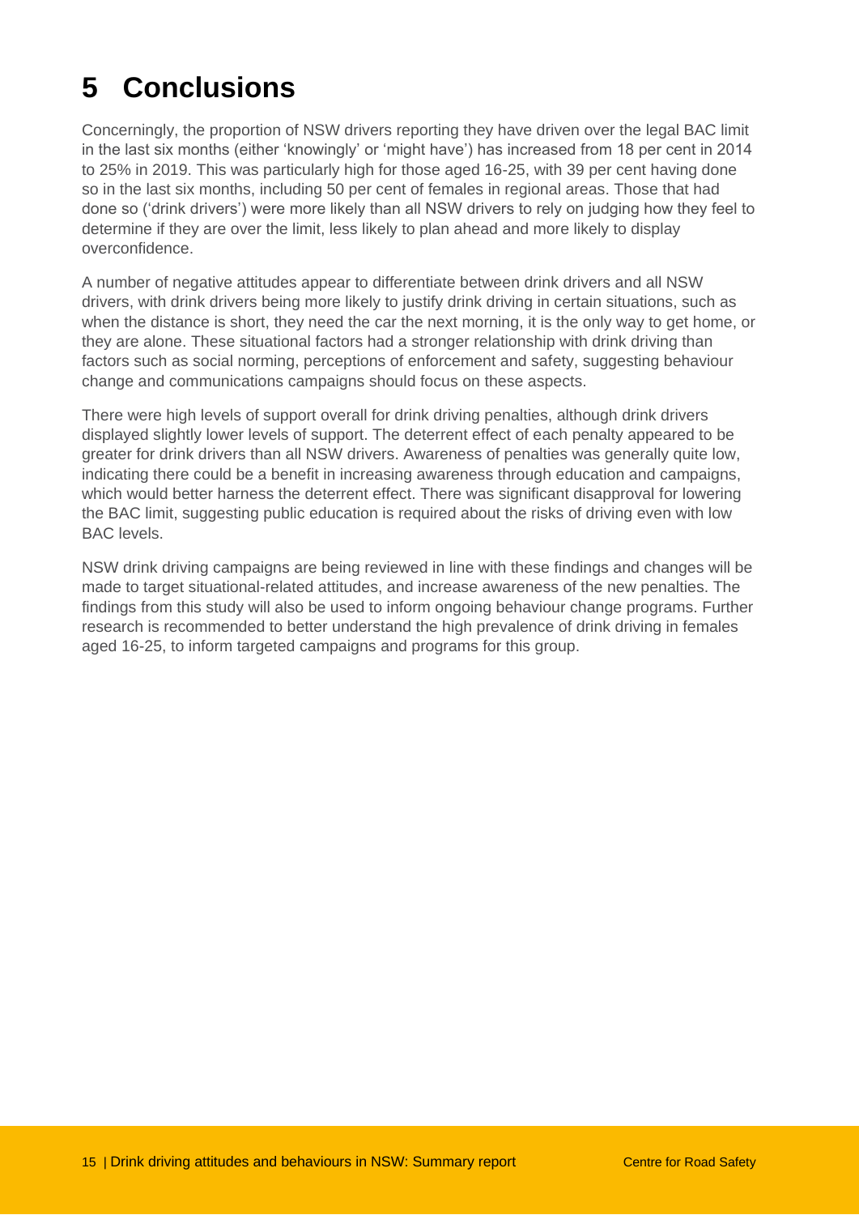# 5 Conclusions

Concerningly, the proportion of NSW drivers reporting they have driven over the legal BAC limit in the last six months (either 'knowingly' or 'might have') has increased from 18 per cent in 2014 to 25% in 2019. This was particularly high for those aged 16-25, with 39 per cent having done so in the last six months, including 50 per cent of females in regional areas. Those that had done so ('drink drivers') were more likely than all NSW drivers to rely on judging how they feel to determine if they are over the limit, less likely to plan ahead and more likely to display overconfidence.

A number of negative attitudes appear to differentiate between drink drivers and all NSW drivers, with drink drivers being more likely to justify drink driving in certain situations, such as when the distance is short, they need the car the next morning, it is the only way to get home, or they are alone. These situational factors had a stronger relationship with drink driving than factors such as social norming, perceptions of enforcement and safety, suggesting behaviour change and communications campaigns should focus on these aspects.

There were high levels of support overall for drink driving penalties, although drink drivers displayed slightly lower levels of support. The deterrent effect of each penalty appeared to be greater for drink drivers than all NSW drivers. Awareness of penalties was generally quite low, indicating there could be a benefit in increasing awareness through education and campaigns, which would better harness the deterrent effect. There was significant disapproval for lowering the BAC limit, suggesting public education is required about the risks of driving even with low BAC levels.

NSW drink driving campaigns are being reviewed in line with these findings and changes will be made to target situational-related attitudes, and increase awareness of the new penalties. The findings from this study will also be used to inform ongoing behaviour change programs. Further research is recommended to better understand the high prevalence of drink driving in females aged 16-25, to inform targeted campaigns and programs for this group.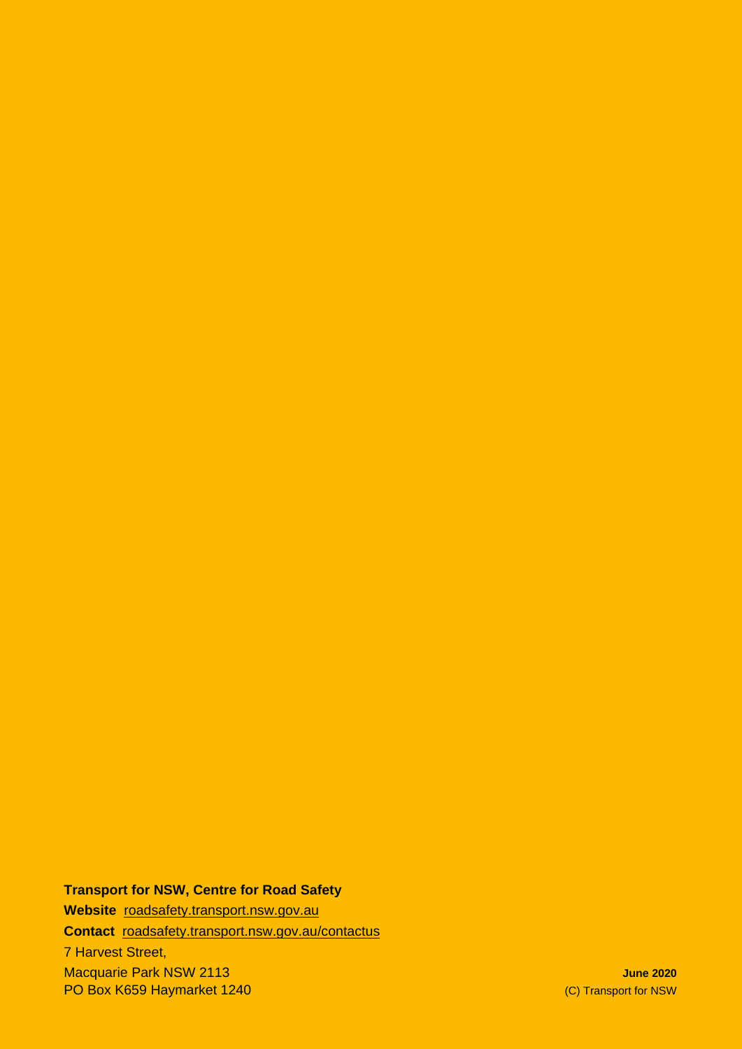**Transport for NSW, Centre for Road Safety**

**Website** roadsafety.transport.nsw.gov.au

**Contact** roadsafety.transport.nsw.gov.au/contactus

7 Harvest Street,

Macquarie Park NSW 2113

PO Box K659 Haymarket 1240

**June 2020**

(C) Transport for NSW